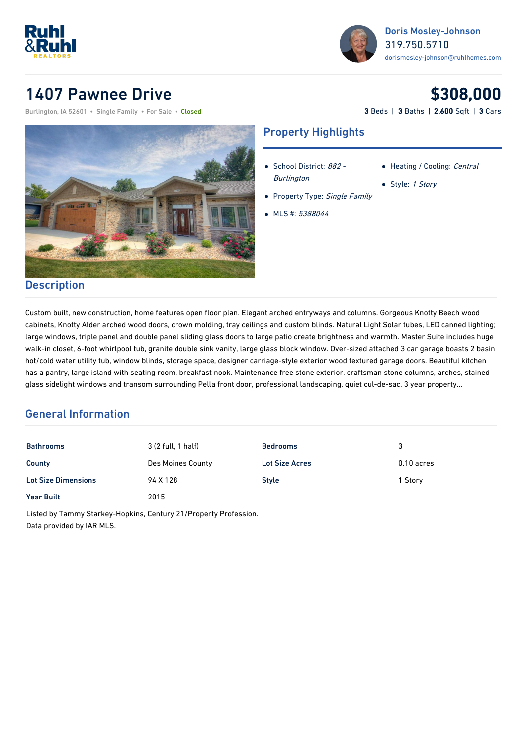Ruhl &Ruhl REALTORS

**Doris Mosley-Johnson**
319.750.5710
dorismosley-johnson@ruhlhomes.com

# 1407 Pawnee Drive

Burlington, IA 52601 • Single Family • For Sale • Closed

# $308,000

**3** Beds | **3** Baths | **2,600** Sqft | **3** Cars

## Property Highlights

- School District: *882 - Burlington*
- Property Type: *Single Family*
- MLS #: *5388044*
- Heating / Cooling: *Central*
- Style: *1 Story*

## Description

Custom built, new construction, home features open floor plan. Elegant arched entryways and columns. Gorgeous Knotty Beech wood cabinets, Knotty Alder arched wood doors, crown molding, tray ceilings and custom blinds. Natural Light Solar tubes, LED canned lighting; large windows, triple panel and double panel sliding glass doors to large patio create brightness and warmth. Master Suite includes huge walk-in closet, 6-foot whirlpool tub, granite double sink vanity, large glass block window. Over-sized attached 3 car garage boasts 2 basin hot/cold water utility tub, window blinds, storage space, designer carriage-style exterior wood textured garage doors. Beautiful kitchen has a pantry, large island with seating room, breakfast nook. Maintenance free stone exterior, craftsman stone columns, arches, stained glass sidelight windows and transom surrounding Pella front door, professional landscaping, quiet cul-de-sac. 3 year property...

## General Information

| | | | |
|---|---|---|---|
| **Bathrooms** | 3 (2 full, 1 half) | **Bedrooms** | 3 |
| **County** | Des Moines County | **Lot Size Acres** | 0.10 acres |
| **Lot Size Dimensions** | 94 X 128 | **Style** | 1 Story |
| **Year Built** | 2015 | | |

Listed by Tammy Starkey-Hopkins, Century 21/Property Profession.
Data provided by IAR MLS.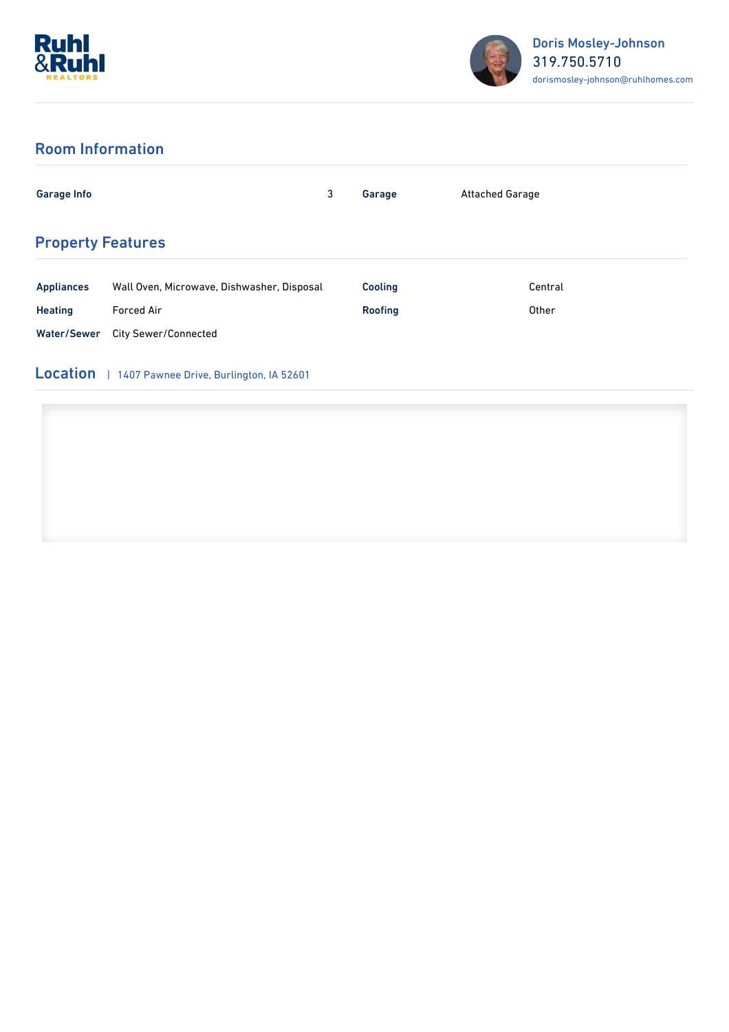Doris Mosley-Johnson
319.750.5710
dorismosley-johnson@ruhlhomes.com

## Room Information

| Garage Info | 3 | Garage | Attached Garage |
|---|---|---|---|

## Property Features

| Appliances | Wall Oven, Microwave, Dishwasher, Disposal | Cooling | Central |
|---|---|---|---|
| Heating | Forced Air | Roofing | Other |
| Water/Sewer | City Sewer/Connected | | |

## Location | 1407 Pawnee Drive, Burlington, IA 52601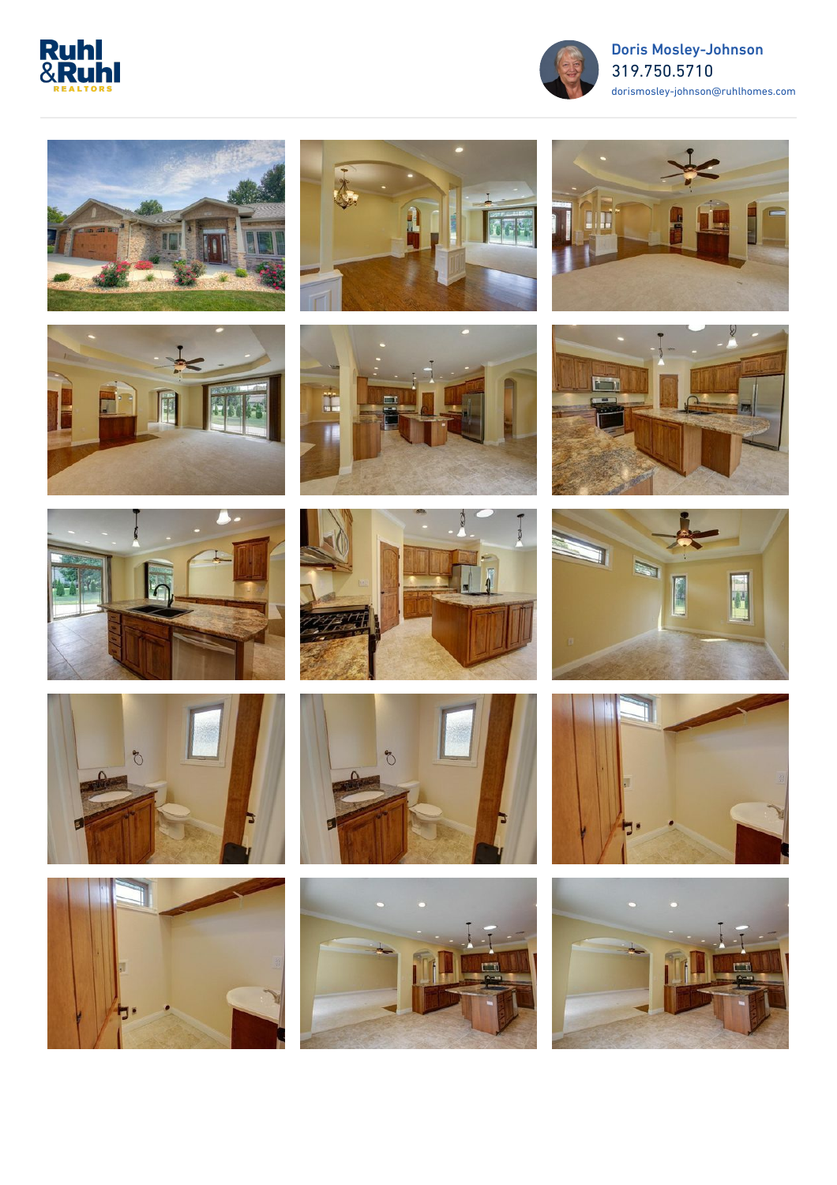Doris Mosley-Johnson
319.750.5710
dorismosley-johnson@ruhlhomes.com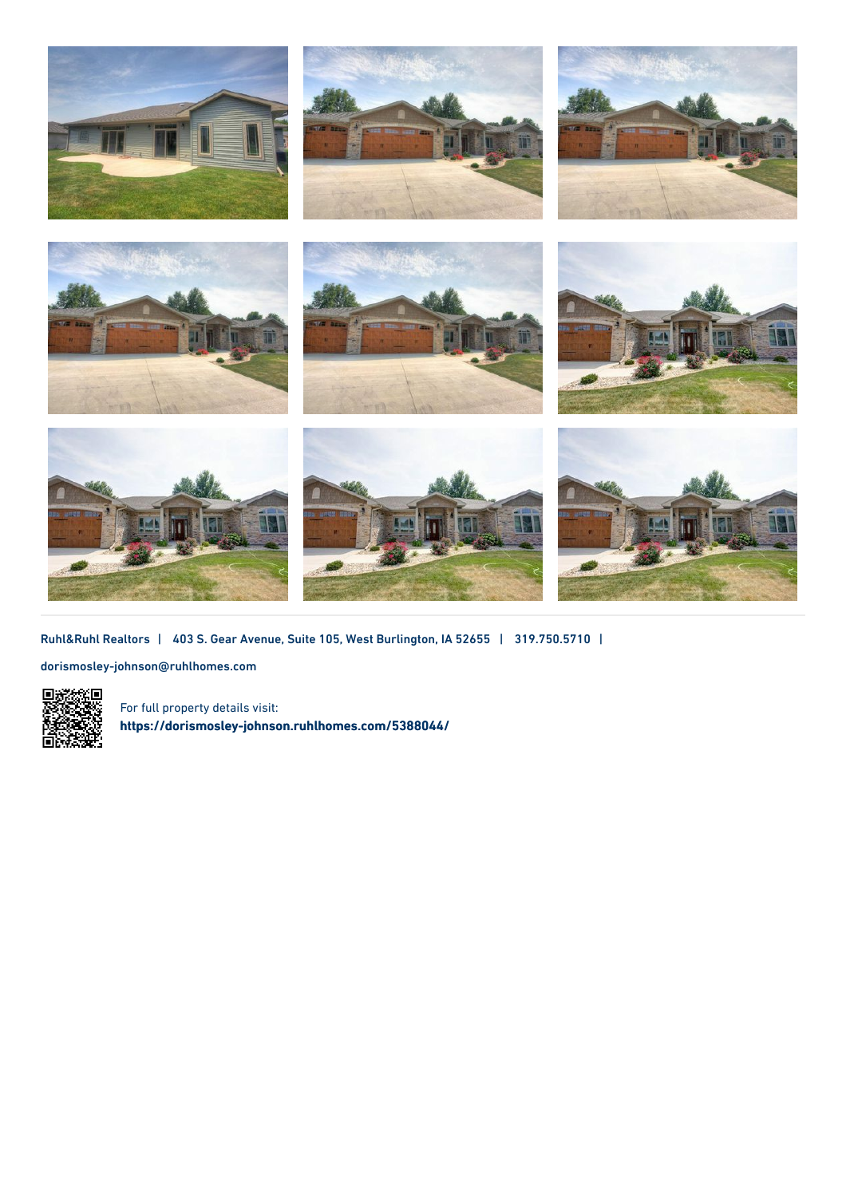Ruhl&Ruhl Realtors | 403 S. Gear Avenue, Suite 105, West Burlington, IA 52655 | 319.750.5710 |

dorismosley-johnson@ruhlhomes.com

For full property details visit:
**https://dorismosley-johnson.ruhlhomes.com/5388044/**